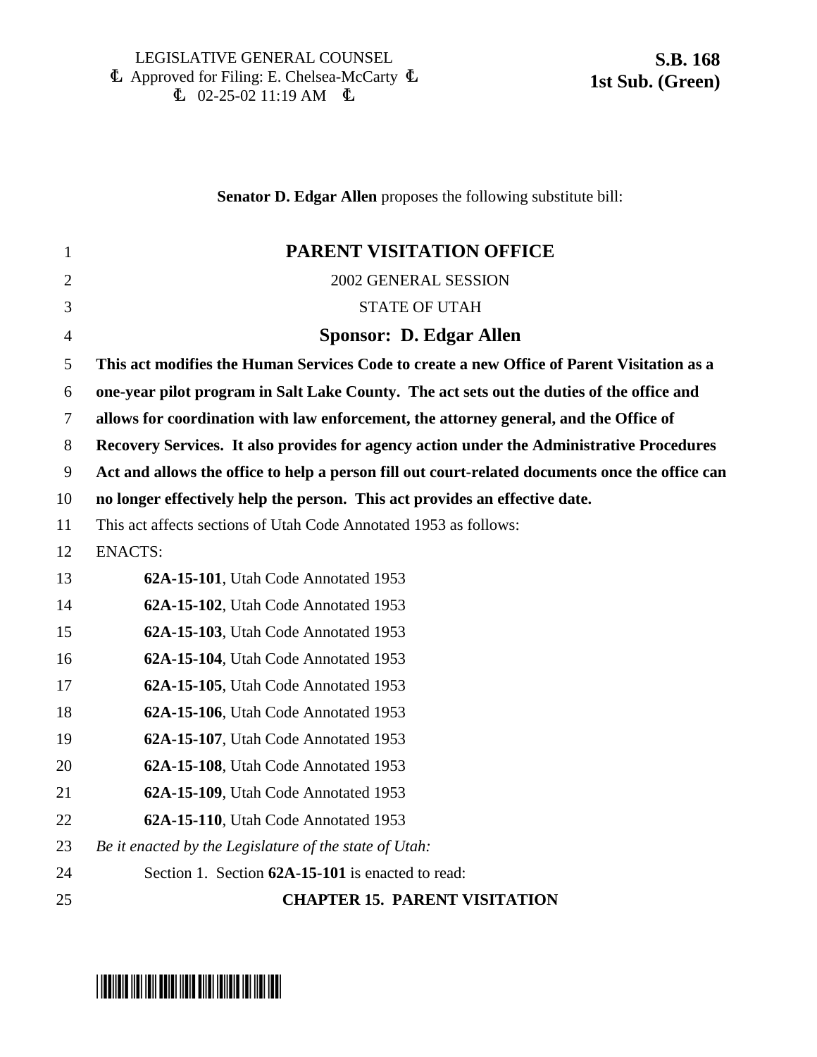LEGISLATIVE GENERAL COUNSEL
Ł Approved for Filing: E. Chelsea-McCarty Ł
Ł 02-25-02 11:19 AM Ł

**S.B. 168**
**1st Sub. (Green)**

**Senator D. Edgar Allen** proposes the following substitute bill:

1 **PARENT VISITATION OFFICE**

2 2002 GENERAL SESSION

3 STATE OF UTAH

4 **Sponsor: D. Edgar Allen**

5 **This act modifies the Human Services Code to create a new Office of Parent Visitation as a**
6 **one-year pilot program in Salt Lake County. The act sets out the duties of the office and**
7 **allows for coordination with law enforcement, the attorney general, and the Office of**
8 **Recovery Services. It also provides for agency action under the Administrative Procedures**
9 **Act and allows the office to help a person fill out court-related documents once the office can**
10 **no longer effectively help the person. This act provides an effective date.**

11 This act affects sections of Utah Code Annotated 1953 as follows:

12 ENACTS:

13 **62A-15-101**, Utah Code Annotated 1953
14 **62A-15-102**, Utah Code Annotated 1953
15 **62A-15-103**, Utah Code Annotated 1953
16 **62A-15-104**, Utah Code Annotated 1953
17 **62A-15-105**, Utah Code Annotated 1953
18 **62A-15-106**, Utah Code Annotated 1953
19 **62A-15-107**, Utah Code Annotated 1953
20 **62A-15-108**, Utah Code Annotated 1953
21 **62A-15-109**, Utah Code Annotated 1953
22 **62A-15-110**, Utah Code Annotated 1953

23 *Be it enacted by the Legislature of the state of Utah:*

24 Section 1. Section **62A-15-101** is enacted to read:

25 **CHAPTER 15. PARENT VISITATION**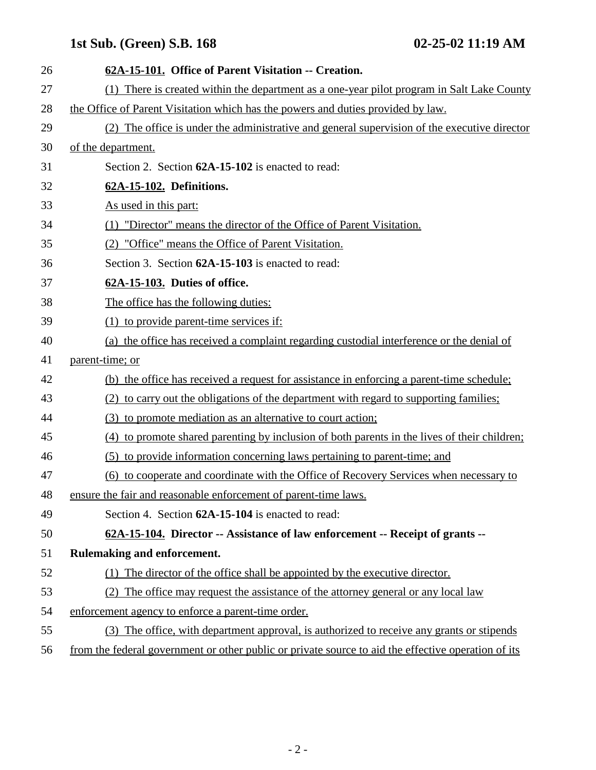**62A-15-101. Office of Parent Visitation -- Creation.**

(1) There is created within the department as a one-year pilot program in Salt Lake County the Office of Parent Visitation which has the powers and duties provided by law.

(2) The office is under the administrative and general supervision of the executive director of the department.

Section 2. Section **62A-15-102** is enacted to read:

**62A-15-102. Definitions.**

As used in this part:

(1) "Director" means the director of the Office of Parent Visitation.

(2) "Office" means the Office of Parent Visitation.

Section 3. Section **62A-15-103** is enacted to read:

**62A-15-103. Duties of office.**

The office has the following duties:

(1) to provide parent-time services if:

(a) the office has received a complaint regarding custodial interference or the denial of parent-time; or

(b) the office has received a request for assistance in enforcing a parent-time schedule;

(2) to carry out the obligations of the department with regard to supporting families;

(3) to promote mediation as an alternative to court action;

(4) to promote shared parenting by inclusion of both parents in the lives of their children;

(5) to provide information concerning laws pertaining to parent-time; and

(6) to cooperate and coordinate with the Office of Recovery Services when necessary to ensure the fair and reasonable enforcement of parent-time laws.

Section 4. Section **62A-15-104** is enacted to read:

**62A-15-104. Director -- Assistance of law enforcement -- Receipt of grants -- Rulemaking and enforcement.**

(1) The director of the office shall be appointed by the executive director.

(2) The office may request the assistance of the attorney general or any local law enforcement agency to enforce a parent-time order.

(3) The office, with department approval, is authorized to receive any grants or stipends from the federal government or other public or private source to aid the effective operation of its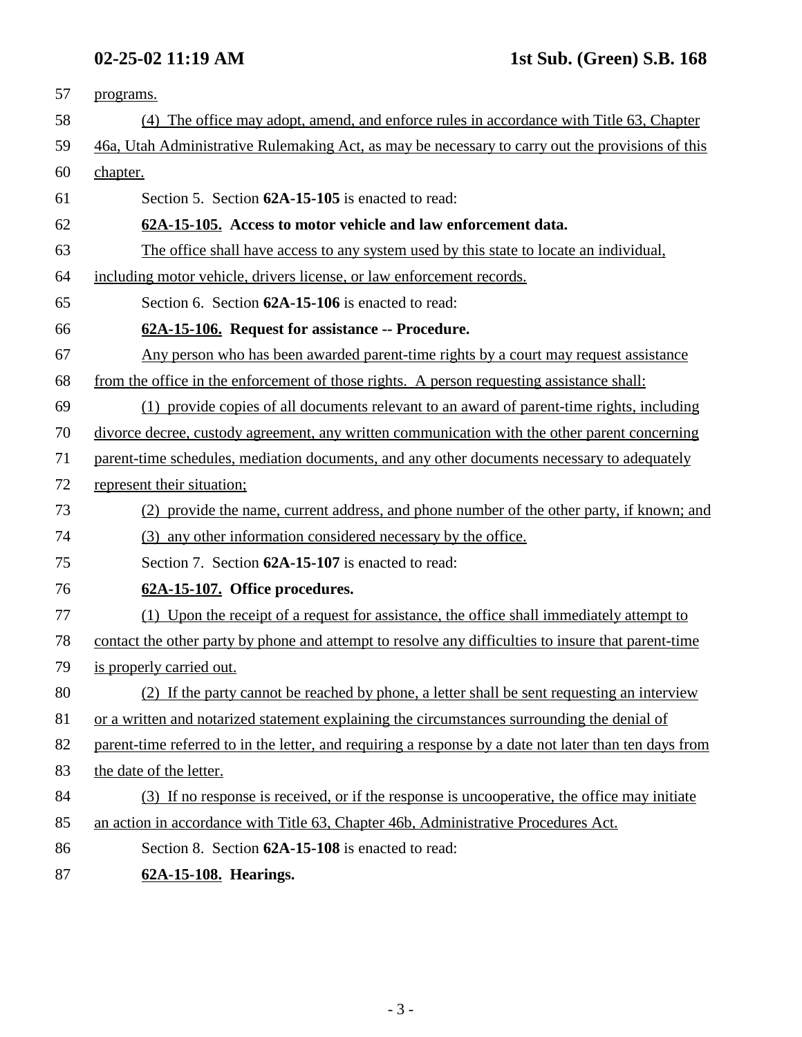programs.

(4) The office may adopt, amend, and enforce rules in accordance with Title 63, Chapter 46a, Utah Administrative Rulemaking Act, as may be necessary to carry out the provisions of this chapter.

Section 5. Section **62A-15-105** is enacted to read:

**62A-15-105. Access to motor vehicle and law enforcement data.**

The office shall have access to any system used by this state to locate an individual, including motor vehicle, drivers license, or law enforcement records.

Section 6. Section **62A-15-106** is enacted to read:

**62A-15-106. Request for assistance -- Procedure.**

Any person who has been awarded parent-time rights by a court may request assistance from the office in the enforcement of those rights. A person requesting assistance shall:

(1) provide copies of all documents relevant to an award of parent-time rights, including divorce decree, custody agreement, any written communication with the other parent concerning parent-time schedules, mediation documents, and any other documents necessary to adequately represent their situation;

(2) provide the name, current address, and phone number of the other party, if known; and

(3) any other information considered necessary by the office.

Section 7. Section **62A-15-107** is enacted to read:

**62A-15-107. Office procedures.**

(1) Upon the receipt of a request for assistance, the office shall immediately attempt to contact the other party by phone and attempt to resolve any difficulties to insure that parent-time is properly carried out.

(2) If the party cannot be reached by phone, a letter shall be sent requesting an interview or a written and notarized statement explaining the circumstances surrounding the denial of parent-time referred to in the letter, and requiring a response by a date not later than ten days from the date of the letter.

(3) If no response is received, or if the response is uncooperative, the office may initiate an action in accordance with Title 63, Chapter 46b, Administrative Procedures Act.

Section 8. Section **62A-15-108** is enacted to read:

**62A-15-108. Hearings.**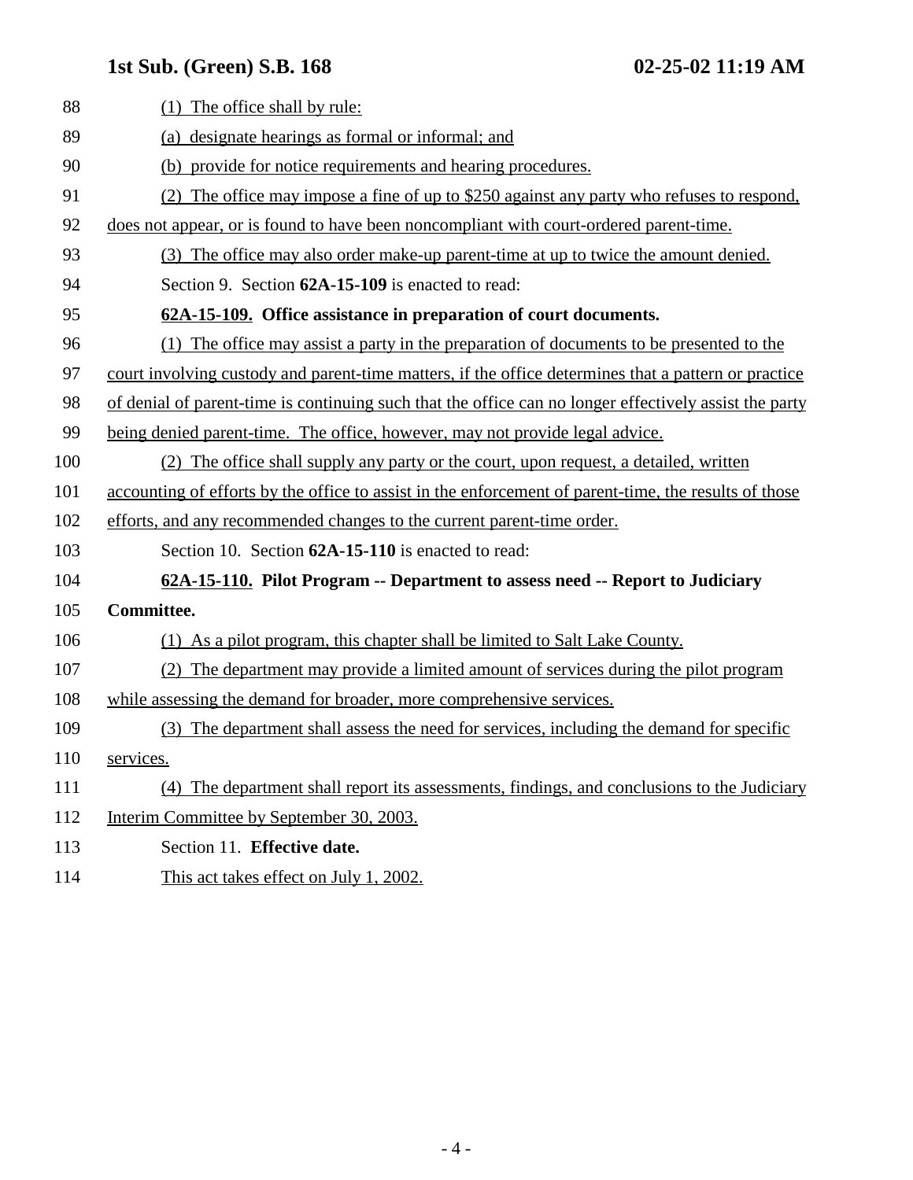(1) The office shall by rule:

(a) designate hearings as formal or informal; and

(b) provide for notice requirements and hearing procedures.

(2) The office may impose a fine of up to $250 against any party who refuses to respond, does not appear, or is found to have been noncompliant with court-ordered parent-time.

(3) The office may also order make-up parent-time at up to twice the amount denied.

Section 9. Section **62A-15-109** is enacted to read:

**62A-15-109. Office assistance in preparation of court documents.**

(1) The office may assist a party in the preparation of documents to be presented to the court involving custody and parent-time matters, if the office determines that a pattern or practice of denial of parent-time is continuing such that the office can no longer effectively assist the party being denied parent-time. The office, however, may not provide legal advice.

(2) The office shall supply any party or the court, upon request, a detailed, written accounting of efforts by the office to assist in the enforcement of parent-time, the results of those efforts, and any recommended changes to the current parent-time order.

Section 10. Section **62A-15-110** is enacted to read:

**62A-15-110. Pilot Program -- Department to assess need -- Report to Judiciary Committee.**

(1) As a pilot program, this chapter shall be limited to Salt Lake County.

(2) The department may provide a limited amount of services during the pilot program while assessing the demand for broader, more comprehensive services.

(3) The department shall assess the need for services, including the demand for specific services.

(4) The department shall report its assessments, findings, and conclusions to the Judiciary Interim Committee by September 30, 2003.

Section 11. **Effective date.**

This act takes effect on July 1, 2002.